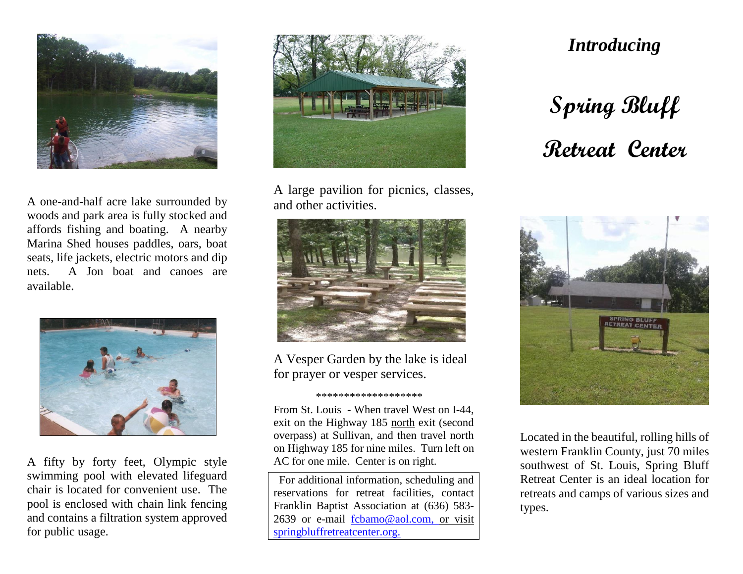A one-and-half acre lake surrounded by woods and park area is fully stocked and affords fishing and boating. A nearby Marina Shed houses paddles, oars, boat seats, life jackets, electric motors and dip nets. A Jon boat and canoes are available.

A fifty by forty feet, Olympic style swimming pool with elevated lifeguard chair is located for convenient use. The pool is enclosed with chain link fencing and contains a filtration system approved for public usage.

A large pavilion for picnics, classes, and other activities.

A Vesper Garden by the lake is ideal for prayer or vesper services.

******************

From St. Louis - When travel West on I-44, exit on the Highway 185 north exit (second overpass) at Sullivan, and then travel north on Highway 185 for nine miles. Turn left on AC for one mile. Center is on right.

For additional information, scheduling and reservations for retreat facilities, contact Franklin Baptist Association at (636) 583-2639 or e-mail fcbamo@aol.com, or visit springbluffretreatcenter.org.

*Introducing*

# Spring Bluff Retreat Center

Located in the beautiful, rolling hills of western Franklin County, just 70 miles southwest of St. Louis, Spring Bluff Retreat Center is an ideal location for retreats and camps of various sizes and types.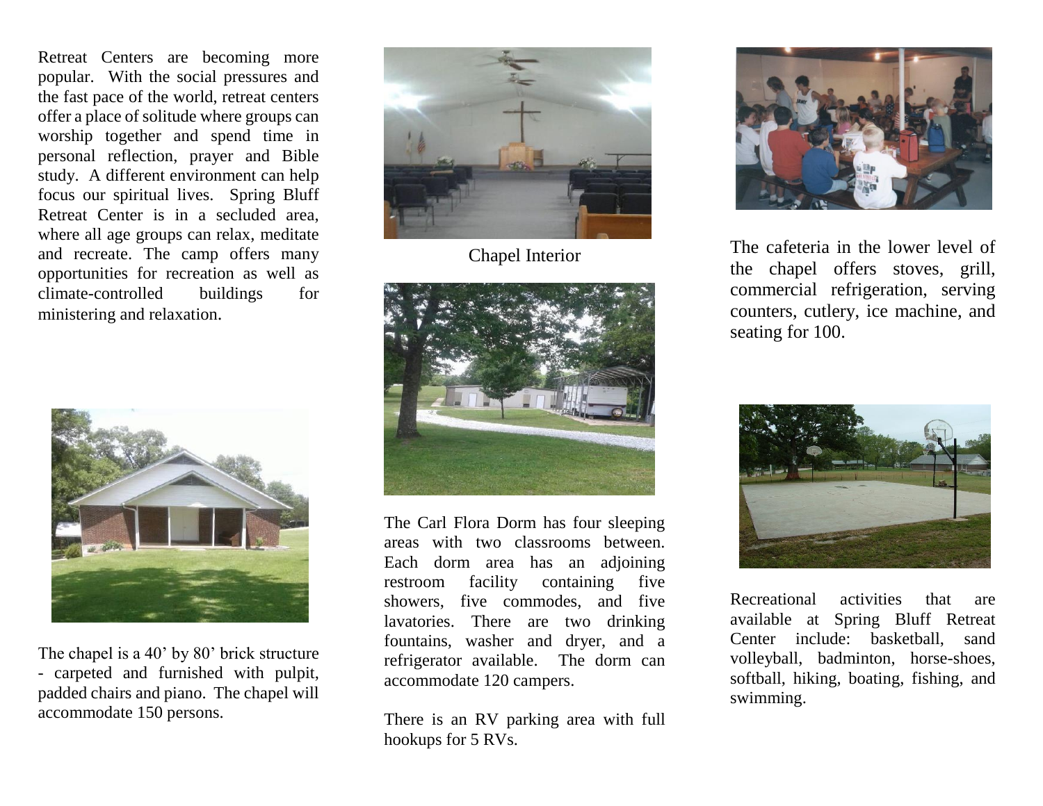Retreat Centers are becoming more popular. With the social pressures and the fast pace of the world, retreat centers offer a place of solitude where groups can worship together and spend time in personal reflection, prayer and Bible study. A different environment can help focus our spiritual lives. Spring Bluff Retreat Center is in a secluded area, where all age groups can relax, meditate and recreate. The camp offers many opportunities for recreation as well as climate-controlled buildings for ministering and relaxation.

The chapel is a 40’ by 80’ brick structure - carpeted and furnished with pulpit, padded chairs and piano. The chapel will accommodate 150 persons.

Chapel Interior

The Carl Flora Dorm has four sleeping areas with two classrooms between. Each dorm area has an adjoining restroom facility containing five showers, five commodes, and five lavatories. There are two drinking fountains, washer and dryer, and a refrigerator available. The dorm can accommodate 120 campers.

There is an RV parking area with full hookups for 5 RVs.

The cafeteria in the lower level of the chapel offers stoves, grill, commercial refrigeration, serving counters, cutlery, ice machine, and seating for 100.

Recreational activities that are available at Spring Bluff Retreat Center include: basketball, sand volleyball, badminton, horse-shoes, softball, hiking, boating, fishing, and swimming.